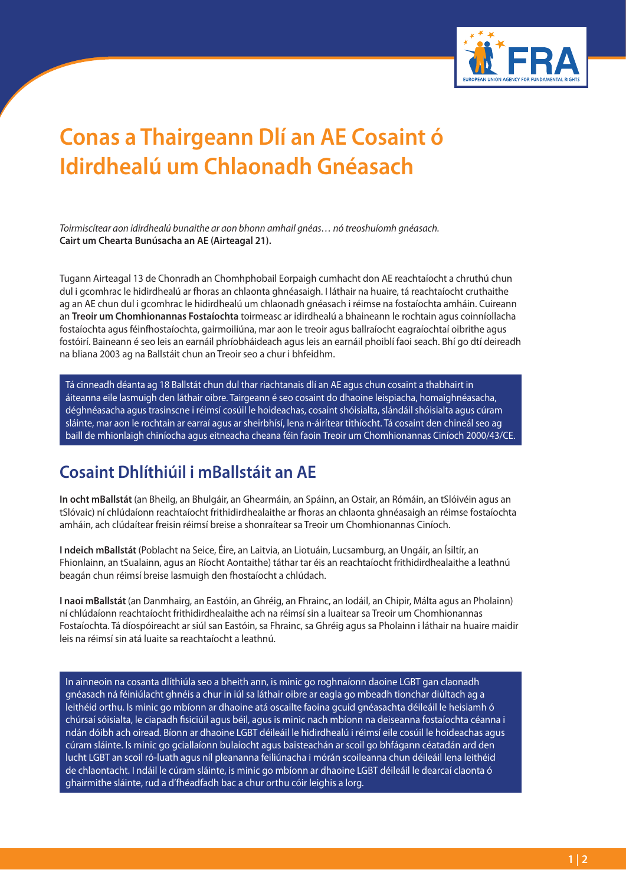# Conas a Thairgeann Dlí an AE Cosaint ó Idirdhealú um Chlaonadh Gnéasach

*Toirmiscítear aon idirdhealú bunaithe ar aon bhonn amhail gnéas… nó treoshuíomh gnéasach.*
**Cairt um Chearta Bunúsacha an AE (Airteagal 21).**

Tugann Airteagal 13 de Chonradh an Chomhphobail Eorpaigh cumhacht don AE reachtaíocht a chruthú chun dul i gcomhrac le hidirdhealú ar fhoras an chlaonta ghnéasaigh. I láthair na huaire, tá reachtaíocht cruthaithe ag an AE chun dul i gcomhrac le hidirdhealú um chlaonadh gnéasach i réimse na fostaíochta amháin. Cuireann an **Treoir um Chomhionannas Fostaíochta** toirmeasc ar idirdhealú a bhaineann le rochtain agus coinníollacha fostaíochta agus féinfhostaíochta, gairmoiliúna, mar aon le treoir agus ballraíocht eagraíochtaí oibrithe agus fostóirí. Baineann é seo leis an earnáil phríobháideach agus leis an earnáil phoiblí faoi seach. Bhí go dtí deireadh na bliana 2003 ag na Ballstáit chun an Treoir seo a chur i bhfeidhm.

Tá cinneadh déanta ag 18 Ballstát chun dul thar riachtanais dlí an AE agus chun cosaint a thabhairt in áiteanna eile lasmuigh den láthair oibre. Tairgeann é seo cosaint do dhaoine leispiacha, homaighnéasacha, déghnéasacha agus trasinscne i réimsí cosúil le hoideachas, cosaint shóisialta, slándáil shóisialta agus cúram sláinte, mar aon le rochtain ar earraí agus ar sheirbhísí, lena n-áirítear tithíocht. Tá cosaint den chineál seo ag baill de mhionlaigh chiníocha agus eitneacha cheana féin faoin Treoir um Chomhionannas Ciníoch 2000/43/CE.

## Cosaint Dhlíthiúil i mBallstáit an AE

**In ocht mBallstát** (an Bheilg, an Bhulgáir, an Ghearmáin, an Spáinn, an Ostair, an Rómáin, an tSlóivéin agus an tSlóvaic) ní chlúdaíonn reachtaíocht frithidirdhealaithe ar fhoras an chlaonta ghnéasaigh an réimse fostaíochta amháin, ach clúdaítear freisin réimsí breise a shonraítear sa Treoir um Chomhionannas Ciníoch.

**I ndeich mBallstát** (Poblacht na Seice, Éire, an Laitvia, an Liotuáin, Lucsamburg, an Ungáir, an Ísiltír, an Fhionlainn, an tSualainn, agus an Ríocht Aontaithe) táthar tar éis an reachtaíocht frithidirdhealaithe a leathnú beagán chun réimsí breise lasmuigh den fhostaíocht a chlúdach.

**I naoi mBallstát** (an Danmhairg, an Eastóin, an Ghréig, an Fhrainc, an Iodáil, an Chipir, Málta agus an Pholainn) ní chlúdaíonn reachtaíocht frithidirdhealaithe ach na réimsí sin a luaitear sa Treoir um Chomhionannas Fostaíochta. Tá díospóireacht ar siúl san Eastóin, sa Fhrainc, sa Ghréig agus sa Pholainn i láthair na huaire maidir leis na réimsí sin atá luaite sa reachtaíocht a leathnú.

In ainneoin na cosanta dlíthiúla seo a bheith ann, is minic go roghnaíonn daoine LGBT gan claonadh gnéasach ná féiniúlacht ghnéis a chur in iúl sa láthair oibre ar eagla go mbeadh tionchar diúltach ag a leithéid orthu. Is minic go mbíonn ar dhaoine atá oscailte faoina gcuid gnéasachta déileáil le heisiamh ó chúrsaí sóisialta, le ciapadh fisiciúil agus béil, agus is minic nach mbíonn na deiseanna fostaíochta céanna i ndán dóibh ach oiread. Bíonn ar dhaoine LGBT déileáil le hidirdhealú i réimsí eile cosúil le hoideachas agus cúram sláinte. Is minic go gciallaíonn bulaíocht agus baisteachán ar scoil go bhfágann céatadán ard den lucht LGBT an scoil ró-luath agus níl pleananna feiliúnacha i mórán scoileanna chun déileáil lena leithéid de chlaontacht. I ndáil le cúram sláinte, is minic go mbíonn ar dhaoine LGBT déileáil le dearcaí claonta ó ghairmithe sláinte, rud a d'fhéadfadh bac a chur orthu cóir leighis a lorg.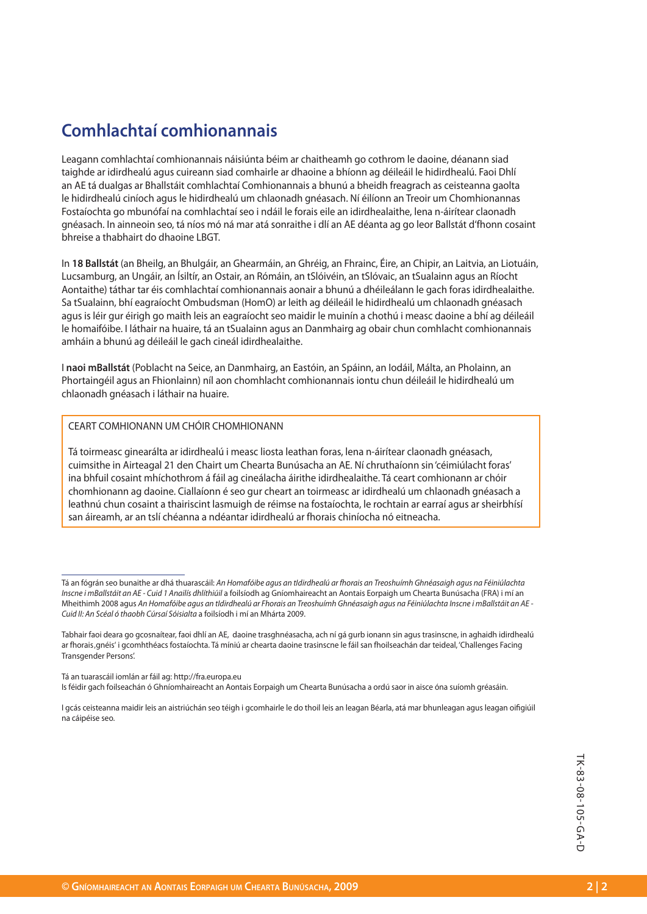## Comhlachtaí comhionannais

Leagann comhlachtaí comhionannais náisiúnta béim ar chaitheamh go cothrom le daoine, déanann siad taighde ar idirdhealú agus cuireann siad comhairle ar dhaoine a bhíonn ag déileáil le hidirdhealú. Faoi Dhlí an AE tá dualgas ar Bhallstáit comhlachtaí Comhionannais a bhunú a bheidh freagrach as ceisteanna gaolta le hidirdhealú ciníoch agus le hidirdhealú um chlaonadh gnéasach. Ní éilíonn an Treoir um Chomhionannas Fostaíochta go mbunófaí na comhlachtaí seo i ndáil le forais eile an idirdhealaithe, lena n-áirítear claonadh gnéasach. In ainneoin seo, tá níos mó ná mar atá sonraithe i dlí an AE déanta ag go leor Ballstát d'fhonn cosaint bhreise a thabhairt do dhaoine LBGT.

In **18 Ballstát** (an Bheilg, an Bhulgáir, an Ghearmáin, an Ghréig, an Fhrainc, Éire, an Chipir, an Laitvia, an Liotuáin, Lucsamburg, an Ungáir, an Ísiltír, an Ostair, an Rómáin, an tSlóivéin, an tSlóvaic, an tSualainn agus an Ríocht Aontaithe) táthar tar éis comhlachtaí comhionannais aonair a bhunú a dhéileálann le gach foras idirdhealaithe. Sa tSualainn, bhí eagraíocht Ombudsman (HomO) ar leith ag déileáil le hidirdhealú um chlaonadh gnéasach agus is léir gur éirigh go maith leis an eagraíocht seo maidir le muinín a chothú i measc daoine a bhí ag déileáil le homaifóibe. I láthair na huaire, tá an tSualainn agus an Danmhairg ag obair chun comhlacht comhionannais amháin a bhunú ag déileáil le gach cineál idirdhealaithe.

I **naoi mBallstát** (Poblacht na Seice, an Danmhairg, an Eastóin, an Spáinn, an Iodáil, Málta, an Pholainn, an Phortaingéil agus an Fhionlainn) níl aon chomhlacht comhionannais iontu chun déileáil le hidirdhealú um chlaonadh gnéasach i láthair na huaire.

CEART COMHIONANN UM CHÓIR CHOMHIONANN

Tá toirmeasc ginearálta ar idirdhealú i measc liosta leathan foras, lena n-áirítear claonadh gnéasach, cuimsithe in Airteagal 21 den Chairt um Chearta Bunúsacha an AE. Ní chruthaíonn sin 'céimiúlacht foras' ina bhfuil cosaint mhíchothrom á fáil ag cineálacha áirithe idirdhealaithe. Tá ceart comhionann ar chóir chomhionann ag daoine. Ciallaíonn é seo gur cheart an toirmeasc ar idirdhealú um chlaonadh gnéasach a leathnú chun cosaint a thairiscint lasmuigh de réimse na fostaíochta, le rochtain ar earraí agus ar sheirbhísí san áireamh, ar an tslí chéanna a ndéantar idirdhealú ar fhorais chiníocha nó eitneacha.

---

Tá an fógrán seo bunaithe ar dhá thuarascáil: *An Homafóibe agus an tIdirdhealú ar fhorais an Treoshuímh Ghnéasaigh agus na Féiniúlachta Inscne i mBallstáit an AE - Cuid 1 Anailís dhlíthiúil* a foilsíodh ag Gníomhaireacht an Aontais Eorpaigh um Chearta Bunúsacha (FRA) i mí an Mheithimh 2008 agus *An Homafóibe agus an tIdirdhealú ar Fhorais an Treoshuímh Ghnéasaigh agus na Féiniúlachta Inscne i mBallstáit an AE - Cuid II: An Scéal ó thaobh Cúrsaí Sóisialta* a foilsíodh i mí an Mhárta 2009.

Tabhair faoi deara go gcosnaítear, faoi dhlí an AE, daoine trasghnéasacha, ach ní gá gurb ionann sin agus trasinscne, in aghaidh idirdhealú ar fhorais ,gnéis' i gcomhthéacs fostaíochta. Tá míniú ar chearta daoine trasinscne le fáil san fhoilseachán dar teideal, 'Challenges Facing Transgender Persons'.

Tá an tuarascáil iomlán ar fáil ag: http://fra.europa.eu
Is féidir gach foilseachán ó Ghníomhaireacht an Aontais Eorpaigh um Chearta Bunúsacha a ordú saor in aisce óna suíomh gréasáin.

I gcás ceisteanna maidir leis an aistriúchán seo téigh i gcomhairle le do thoil leis an leagan Béarla, atá mar bhunleagan agus leagan oifigiúil na cáipéise seo.

TK-83-08-105-GA-D

© Gníomhaireacht an Aontais Eorpaigh um Chearta Bunúsacha, 2009